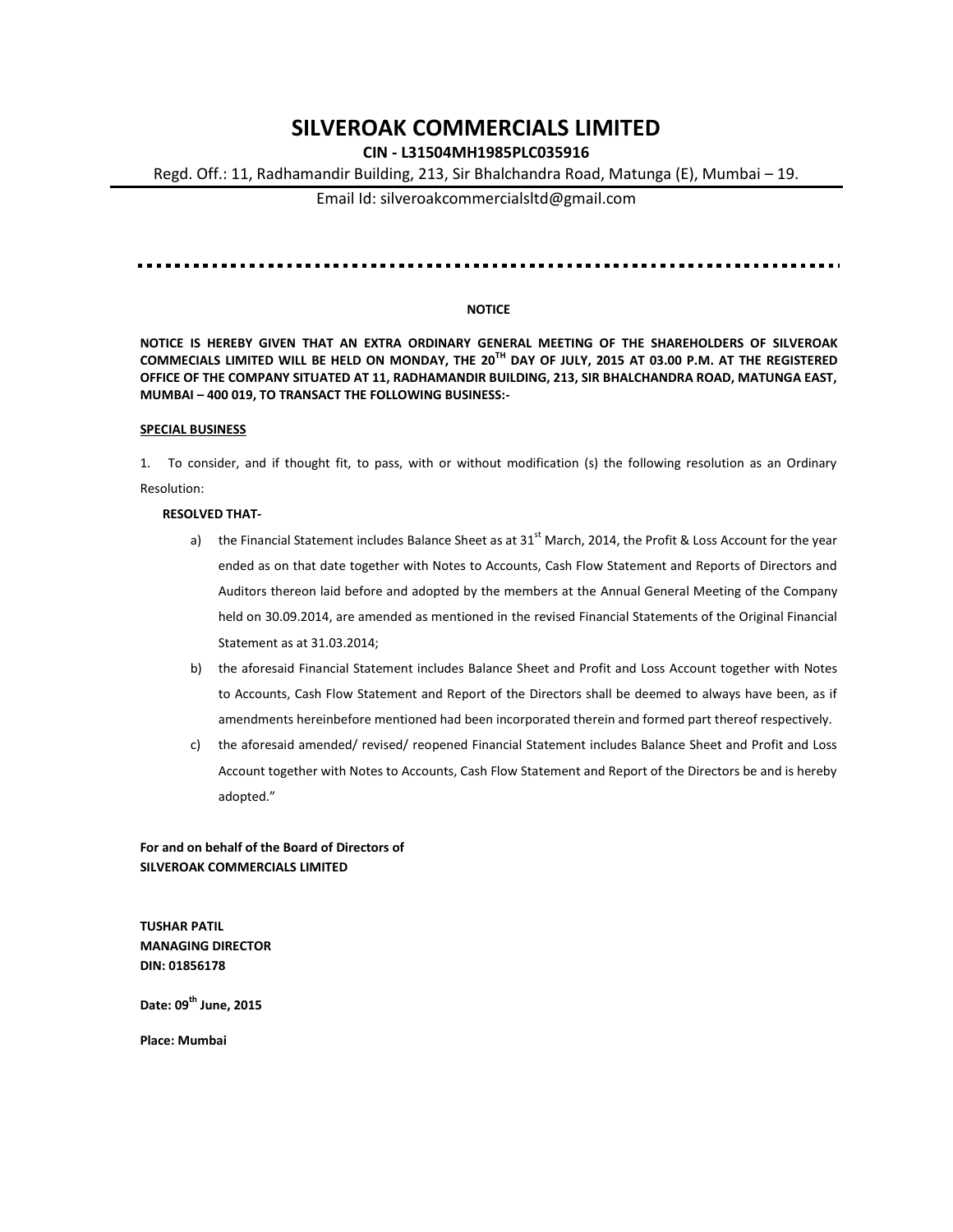# SILVEROAK COMMERCIALS LIMITED

**CIN - L31504MH1985PLC035916**

Regd. Off.: 11, Radhamandir Building, 213, Sir Bhalchandra Road, Matunga (E), Mumbai – 19.

Email Id: silveroakcommercialsltd@gmail.com

---

**NOTICE**

**NOTICE IS HEREBY GIVEN THAT AN EXTRA ORDINARY GENERAL MEETING OF THE SHAREHOLDERS OF SILVEROAK COMMECIALS LIMITED WILL BE HELD ON MONDAY, THE 20TH DAY OF JULY, 2015 AT 03.00 P.M. AT THE REGISTERED OFFICE OF THE COMPANY SITUATED AT 11, RADHAMANDIR BUILDING, 213, SIR BHALCHANDRA ROAD, MATUNGA EAST, MUMBAI – 400 019, TO TRANSACT THE FOLLOWING BUSINESS:-**

**SPECIAL BUSINESS**

1. To consider, and if thought fit, to pass, with or without modification (s) the following resolution as an Ordinary Resolution:

**RESOLVED THAT-**

a) the Financial Statement includes Balance Sheet as at 31st March, 2014, the Profit & Loss Account for the year ended as on that date together with Notes to Accounts, Cash Flow Statement and Reports of Directors and Auditors thereon laid before and adopted by the members at the Annual General Meeting of the Company held on 30.09.2014, are amended as mentioned in the revised Financial Statements of the Original Financial Statement as at 31.03.2014;

b) the aforesaid Financial Statement includes Balance Sheet and Profit and Loss Account together with Notes to Accounts, Cash Flow Statement and Report of the Directors shall be deemed to always have been, as if amendments hereinbefore mentioned had been incorporated therein and formed part thereof respectively.

c) the aforesaid amended/ revised/ reopened Financial Statement includes Balance Sheet and Profit and Loss Account together with Notes to Accounts, Cash Flow Statement and Report of the Directors be and is hereby adopted."

**For and on behalf of the Board of Directors of**
**SILVEROAK COMMERCIALS LIMITED**

**TUSHAR PATIL**
**MANAGING DIRECTOR**
**DIN: 01856178**

**Date: 09th June, 2015**

**Place: Mumbai**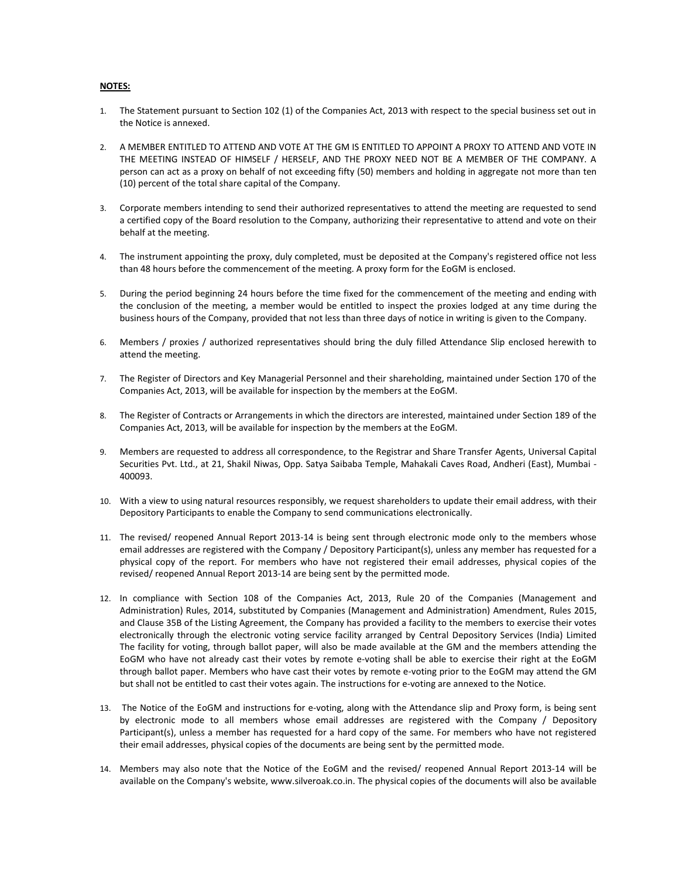**NOTES:**

1. The Statement pursuant to Section 102 (1) of the Companies Act, 2013 with respect to the special business set out in the Notice is annexed.

2. A MEMBER ENTITLED TO ATTEND AND VOTE AT THE GM IS ENTITLED TO APPOINT A PROXY TO ATTEND AND VOTE IN THE MEETING INSTEAD OF HIMSELF / HERSELF, AND THE PROXY NEED NOT BE A MEMBER OF THE COMPANY. A person can act as a proxy on behalf of not exceeding fifty (50) members and holding in aggregate not more than ten (10) percent of the total share capital of the Company.

3. Corporate members intending to send their authorized representatives to attend the meeting are requested to send a certified copy of the Board resolution to the Company, authorizing their representative to attend and vote on their behalf at the meeting.

4. The instrument appointing the proxy, duly completed, must be deposited at the Company's registered office not less than 48 hours before the commencement of the meeting. A proxy form for the EoGM is enclosed.

5. During the period beginning 24 hours before the time fixed for the commencement of the meeting and ending with the conclusion of the meeting, a member would be entitled to inspect the proxies lodged at any time during the business hours of the Company, provided that not less than three days of notice in writing is given to the Company.

6. Members / proxies / authorized representatives should bring the duly filled Attendance Slip enclosed herewith to attend the meeting.

7. The Register of Directors and Key Managerial Personnel and their shareholding, maintained under Section 170 of the Companies Act, 2013, will be available for inspection by the members at the EoGM.

8. The Register of Contracts or Arrangements in which the directors are interested, maintained under Section 189 of the Companies Act, 2013, will be available for inspection by the members at the EoGM.

9. Members are requested to address all correspondence, to the Registrar and Share Transfer Agents, Universal Capital Securities Pvt. Ltd., at 21, Shakil Niwas, Opp. Satya Saibaba Temple, Mahakali Caves Road, Andheri (East), Mumbai - 400093.

10. With a view to using natural resources responsibly, we request shareholders to update their email address, with their Depository Participants to enable the Company to send communications electronically.

11. The revised/ reopened Annual Report 2013-14 is being sent through electronic mode only to the members whose email addresses are registered with the Company / Depository Participant(s), unless any member has requested for a physical copy of the report. For members who have not registered their email addresses, physical copies of the revised/ reopened Annual Report 2013-14 are being sent by the permitted mode.

12. In compliance with Section 108 of the Companies Act, 2013, Rule 20 of the Companies (Management and Administration) Rules, 2014, substituted by Companies (Management and Administration) Amendment, Rules 2015, and Clause 35B of the Listing Agreement, the Company has provided a facility to the members to exercise their votes electronically through the electronic voting service facility arranged by Central Depository Services (India) Limited The facility for voting, through ballot paper, will also be made available at the GM and the members attending the EoGM who have not already cast their votes by remote e-voting shall be able to exercise their right at the EoGM through ballot paper. Members who have cast their votes by remote e-voting prior to the EoGM may attend the GM but shall not be entitled to cast their votes again. The instructions for e-voting are annexed to the Notice.

13. The Notice of the EoGM and instructions for e-voting, along with the Attendance slip and Proxy form, is being sent by electronic mode to all members whose email addresses are registered with the Company / Depository Participant(s), unless a member has requested for a hard copy of the same. For members who have not registered their email addresses, physical copies of the documents are being sent by the permitted mode.

14. Members may also note that the Notice of the EoGM and the revised/ reopened Annual Report 2013-14 will be available on the Company's website, www.silveroak.co.in. The physical copies of the documents will also be available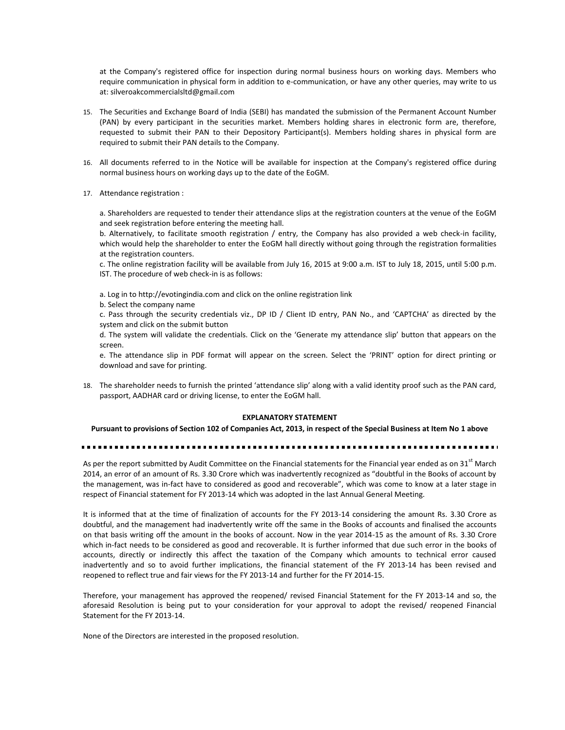at the Company's registered office for inspection during normal business hours on working days. Members who require communication in physical form in addition to e-communication, or have any other queries, may write to us at: silveroakcommercialsltd@gmail.com

15. The Securities and Exchange Board of India (SEBI) has mandated the submission of the Permanent Account Number (PAN) by every participant in the securities market. Members holding shares in electronic form are, therefore, requested to submit their PAN to their Depository Participant(s). Members holding shares in physical form are required to submit their PAN details to the Company.

16. All documents referred to in the Notice will be available for inspection at the Company's registered office during normal business hours on working days up to the date of the EoGM.

17. Attendance registration :

    a. Shareholders are requested to tender their attendance slips at the registration counters at the venue of the EoGM and seek registration before entering the meeting hall.
    b. Alternatively, to facilitate smooth registration / entry, the Company has also provided a web check-in facility, which would help the shareholder to enter the EoGM hall directly without going through the registration formalities at the registration counters.
    c. The online registration facility will be available from July 16, 2015 at 9:00 a.m. IST to July 18, 2015, until 5:00 p.m. IST. The procedure of web check-in is as follows:

    a. Log in to http://evotingindia.com and click on the online registration link
    b. Select the company name
    c. Pass through the security credentials viz., DP ID / Client ID entry, PAN No., and 'CAPTCHA' as directed by the system and click on the submit button
    d. The system will validate the credentials. Click on the 'Generate my attendance slip' button that appears on the screen.
    e. The attendance slip in PDF format will appear on the screen. Select the 'PRINT' option for direct printing or download and save for printing.

18. The shareholder needs to furnish the printed 'attendance slip' along with a valid identity proof such as the PAN card, passport, AADHAR card or driving license, to enter the EoGM hall.

**EXPLANATORY STATEMENT**

**Pursuant to provisions of Section 102 of Companies Act, 2013, in respect of the Special Business at Item No 1 above**

As per the report submitted by Audit Committee on the Financial statements for the Financial year ended as on 31st March 2014, an error of an amount of Rs. 3.30 Crore which was inadvertently recognized as "doubtful in the Books of account by the management, was in-fact have to considered as good and recoverable", which was come to know at a later stage in respect of Financial statement for FY 2013-14 which was adopted in the last Annual General Meeting.

It is informed that at the time of finalization of accounts for the FY 2013-14 considering the amount Rs. 3.30 Crore as doubtful, and the management had inadvertently write off the same in the Books of accounts and finalised the accounts on that basis writing off the amount in the books of account. Now in the year 2014-15 as the amount of Rs. 3.30 Crore which in-fact needs to be considered as good and recoverable. It is further informed that due such error in the books of accounts, directly or indirectly this affect the taxation of the Company which amounts to technical error caused inadvertently and so to avoid further implications, the financial statement of the FY 2013-14 has been revised and reopened to reflect true and fair views for the FY 2013-14 and further for the FY 2014-15.

Therefore, your management has approved the reopened/ revised Financial Statement for the FY 2013-14 and so, the aforesaid Resolution is being put to your consideration for your approval to adopt the revised/ reopened Financial Statement for the FY 2013-14.

None of the Directors are interested in the proposed resolution.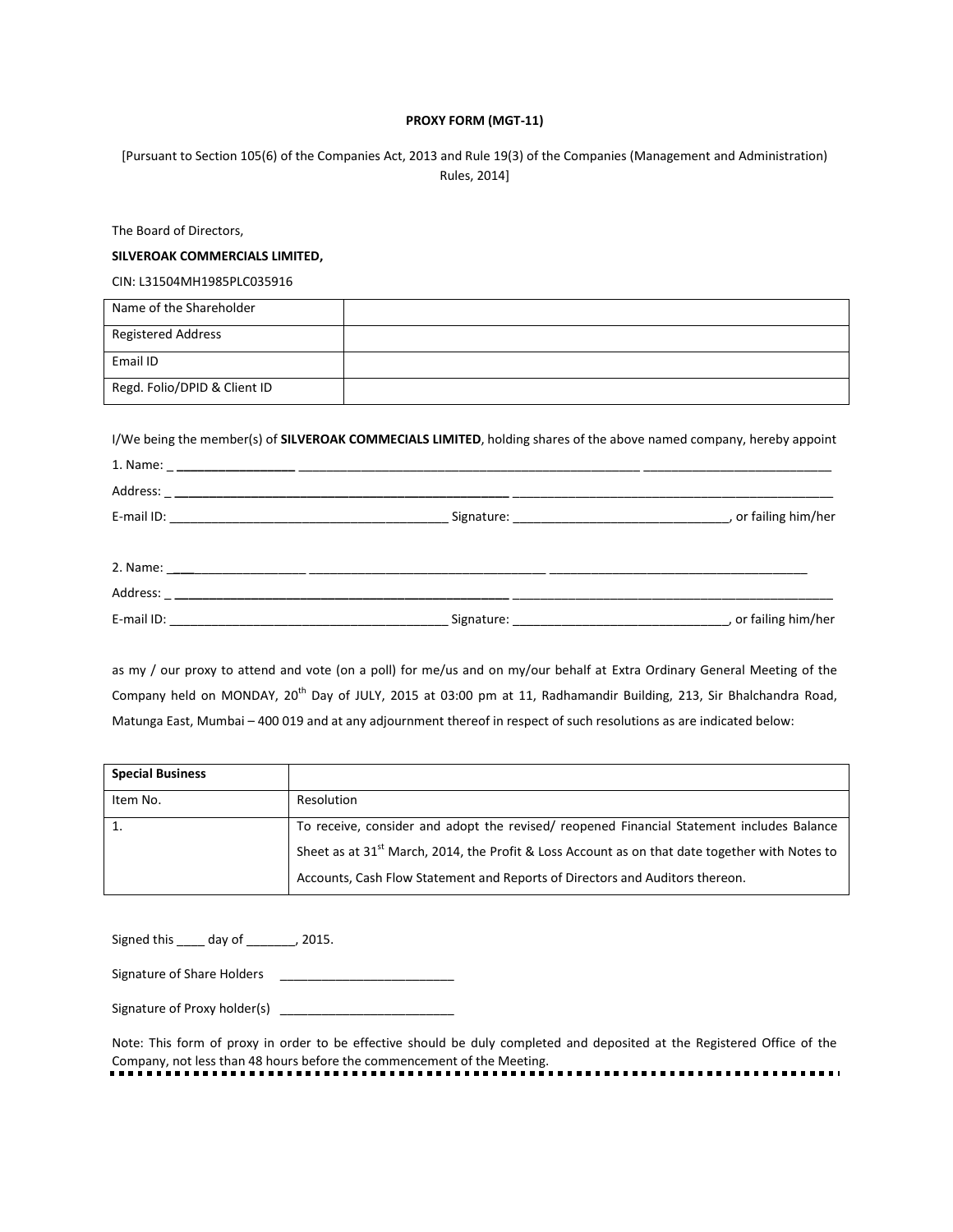# PROXY FORM (MGT-11)

[Pursuant to Section 105(6) of the Companies Act, 2013 and Rule 19(3) of the Companies (Management and Administration) Rules, 2014]

The Board of Directors,

**SILVEROAK COMMERCIALS LIMITED,**

CIN: L31504MH1985PLC035916

| Name of the Shareholder | |
|---|---|
| Registered Address | |
| Email ID | |
| Regd. Folio/DPID & Client ID | |

I/We being the member(s) of **SILVEROAK COMMECIALS LIMITED**, holding shares of the above named company, hereby appoint

1. Name: ____________________________________________________________________________________________

Address: ________________________________________________________________________________________________

E-mail ID: ________________________________________ Signature: _______________________________, or failing him/her

2. Name: ____________________________________________________________________________________________

Address: ________________________________________________________________________________________________

E-mail ID: ________________________________________ Signature: _______________________________, or failing him/her

as my / our proxy to attend and vote (on a poll) for me/us and on my/our behalf at Extra Ordinary General Meeting of the Company held on MONDAY, 20th Day of JULY, 2015 at 03:00 pm at 11, Radhamandir Building, 213, Sir Bhalchandra Road, Matunga East, Mumbai – 400 019 and at any adjournment thereof in respect of such resolutions as are indicated below:

| **Special Business** | |
|---|---|
| Item No. | Resolution |
| 1. | To receive, consider and adopt the revised/ reopened Financial Statement includes Balance Sheet as at 31st March, 2014, the Profit & Loss Account as on that date together with Notes to Accounts, Cash Flow Statement and Reports of Directors and Auditors thereon. |

Signed this ____ day of _______, 2015.

Signature of Share Holders _________________________

Signature of Proxy holder(s) _________________________

Note: This form of proxy in order to be effective should be duly completed and deposited at the Registered Office of the Company, not less than 48 hours before the commencement of the Meeting.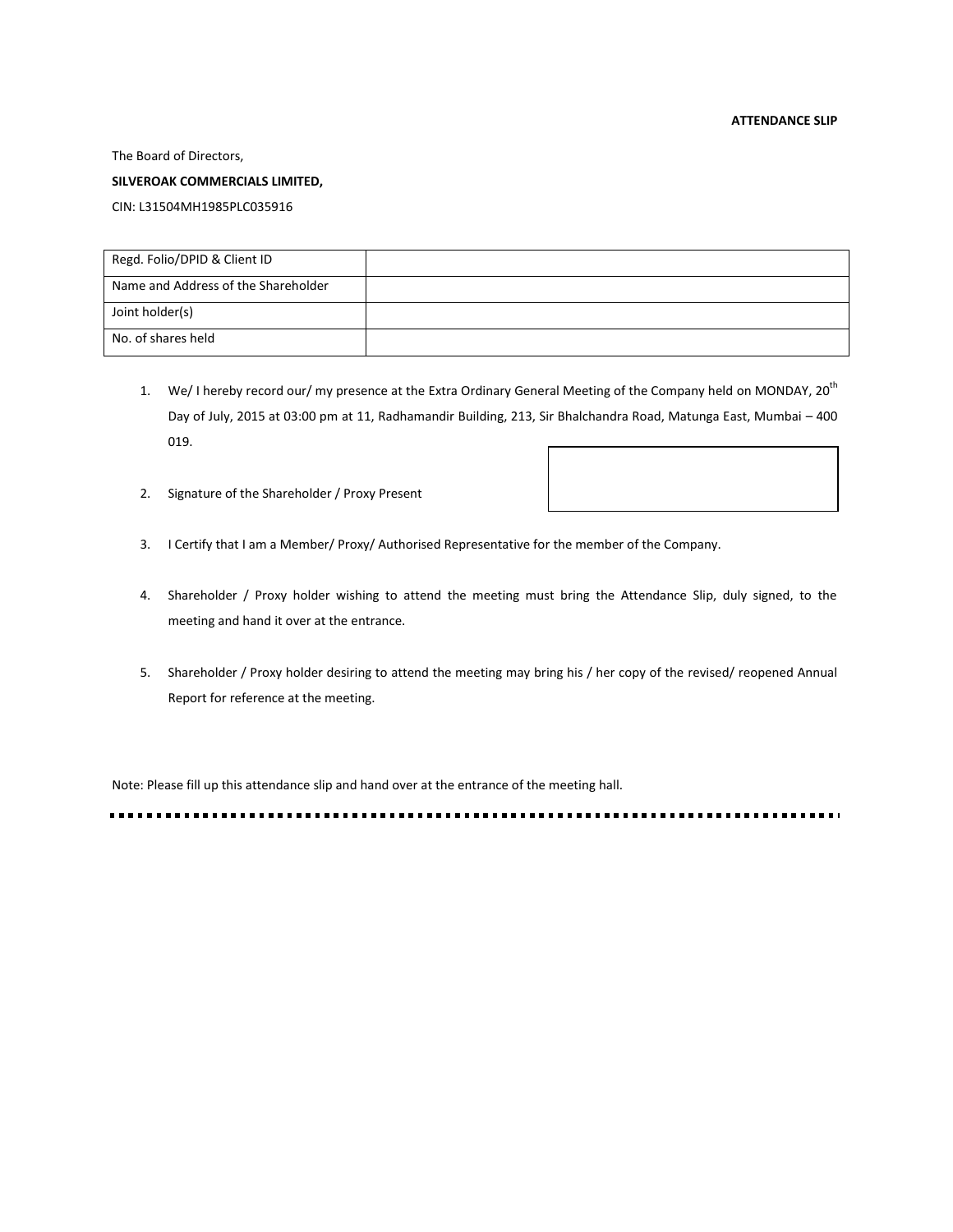**ATTENDANCE SLIP**

The Board of Directors,

**SILVEROAK COMMERCIALS LIMITED,**

CIN: L31504MH1985PLC035916

| Regd. Folio/DPID & Client ID | |
|---|---|
| Name and Address of the Shareholder | |
| Joint holder(s) | |
| No. of shares held | |

1. We/ I hereby record our/ my presence at the Extra Ordinary General Meeting of the Company held on MONDAY, 20th Day of July, 2015 at 03:00 pm at 11, Radhamandir Building, 213, Sir Bhalchandra Road, Matunga East, Mumbai – 400 019.

2. Signature of the Shareholder / Proxy Present

3. I Certify that I am a Member/ Proxy/ Authorised Representative for the member of the Company.

4. Shareholder / Proxy holder wishing to attend the meeting must bring the Attendance Slip, duly signed, to the meeting and hand it over at the entrance.

5. Shareholder / Proxy holder desiring to attend the meeting may bring his / her copy of the revised/ reopened Annual Report for reference at the meeting.

Note: Please fill up this attendance slip and hand over at the entrance of the meeting hall.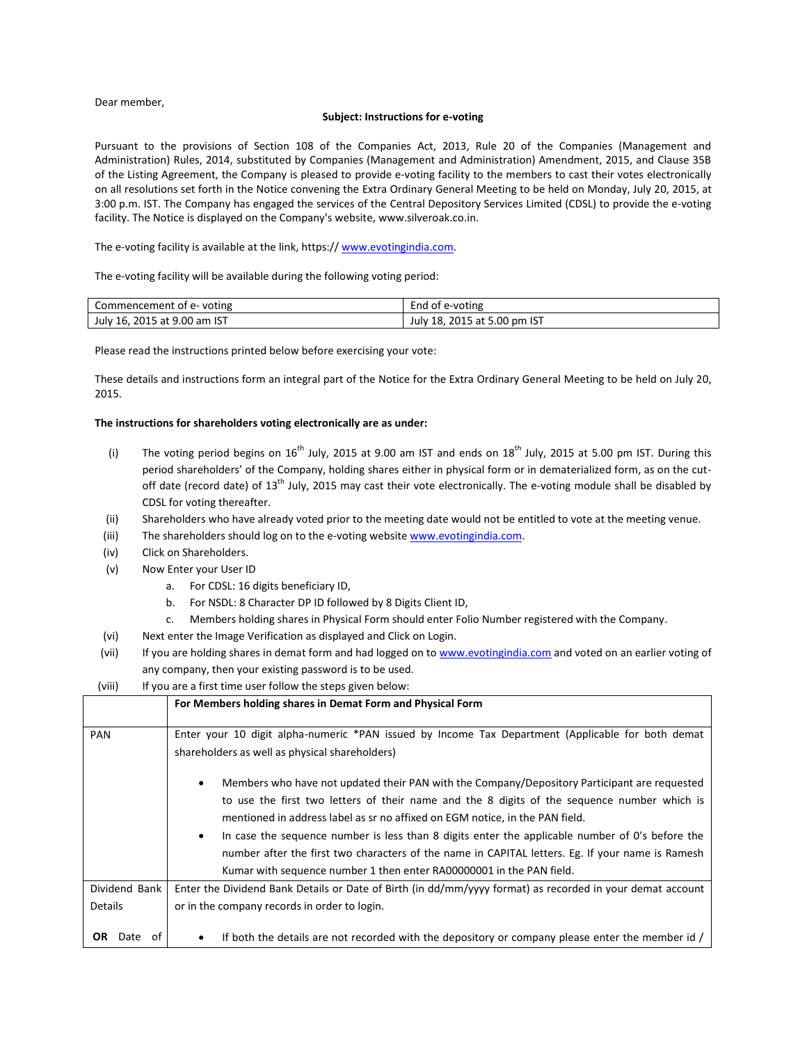Dear member,

**Subject: Instructions for e-voting**

Pursuant to the provisions of Section 108 of the Companies Act, 2013, Rule 20 of the Companies (Management and Administration) Rules, 2014, substituted by Companies (Management and Administration) Amendment, 2015, and Clause 35B of the Listing Agreement, the Company is pleased to provide e-voting facility to the members to cast their votes electronically on all resolutions set forth in the Notice convening the Extra Ordinary General Meeting to be held on Monday, July 20, 2015, at 3:00 p.m. IST. The Company has engaged the services of the Central Depository Services Limited (CDSL) to provide the e-voting facility. The Notice is displayed on the Company's website, www.silveroak.co.in.

The e-voting facility is available at the link, https:// www.evotingindia.com.

The e-voting facility will be available during the following voting period:

| Commencement of e- voting | End of e-voting |
|---|---|
| July 16, 2015 at 9.00 am IST | July 18, 2015 at 5.00 pm IST |

Please read the instructions printed below before exercising your vote:

These details and instructions form an integral part of the Notice for the Extra Ordinary General Meeting to be held on July 20, 2015.

**The instructions for shareholders voting electronically are as under:**

(i) The voting period begins on 16th July, 2015 at 9.00 am IST and ends on 18th July, 2015 at 5.00 pm IST. During this period shareholders' of the Company, holding shares either in physical form or in dematerialized form, as on the cut-off date (record date) of 13th July, 2015 may cast their vote electronically. The e-voting module shall be disabled by CDSL for voting thereafter.

(ii) Shareholders who have already voted prior to the meeting date would not be entitled to vote at the meeting venue.

(iii) The shareholders should log on to the e-voting website www.evotingindia.com.

(iv) Click on Shareholders.

(v) Now Enter your User ID
   a. For CDSL: 16 digits beneficiary ID,
   b. For NSDL: 8 Character DP ID followed by 8 Digits Client ID,
   c. Members holding shares in Physical Form should enter Folio Number registered with the Company.

(vi) Next enter the Image Verification as displayed and Click on Login.

(vii) If you are holding shares in demat form and had logged on to www.evotingindia.com and voted on an earlier voting of any company, then your existing password is to be used.

(viii) If you are a first time user follow the steps given below:

| | For Members holding shares in Demat Form and Physical Form |
|---|---|
| PAN | Enter your 10 digit alpha-numeric *PAN issued by Income Tax Department (Applicable for both demat shareholders as well as physical shareholders)<br><br>• Members who have not updated their PAN with the Company/Depository Participant are requested to use the first two letters of their name and the 8 digits of the sequence number which is mentioned in address label as sr no affixed on EGM notice, in the PAN field.<br>• In case the sequence number is less than 8 digits enter the applicable number of 0's before the number after the first two characters of the name in CAPITAL letters. Eg. If your name is Ramesh Kumar with sequence number 1 then enter RA00000001 in the PAN field. |
| Dividend Bank Details<br><br>**OR** Date of | Enter the Dividend Bank Details or Date of Birth (in dd/mm/yyyy format) as recorded in your demat account or in the company records in order to login.<br><br>• If both the details are not recorded with the depository or company please enter the member id / |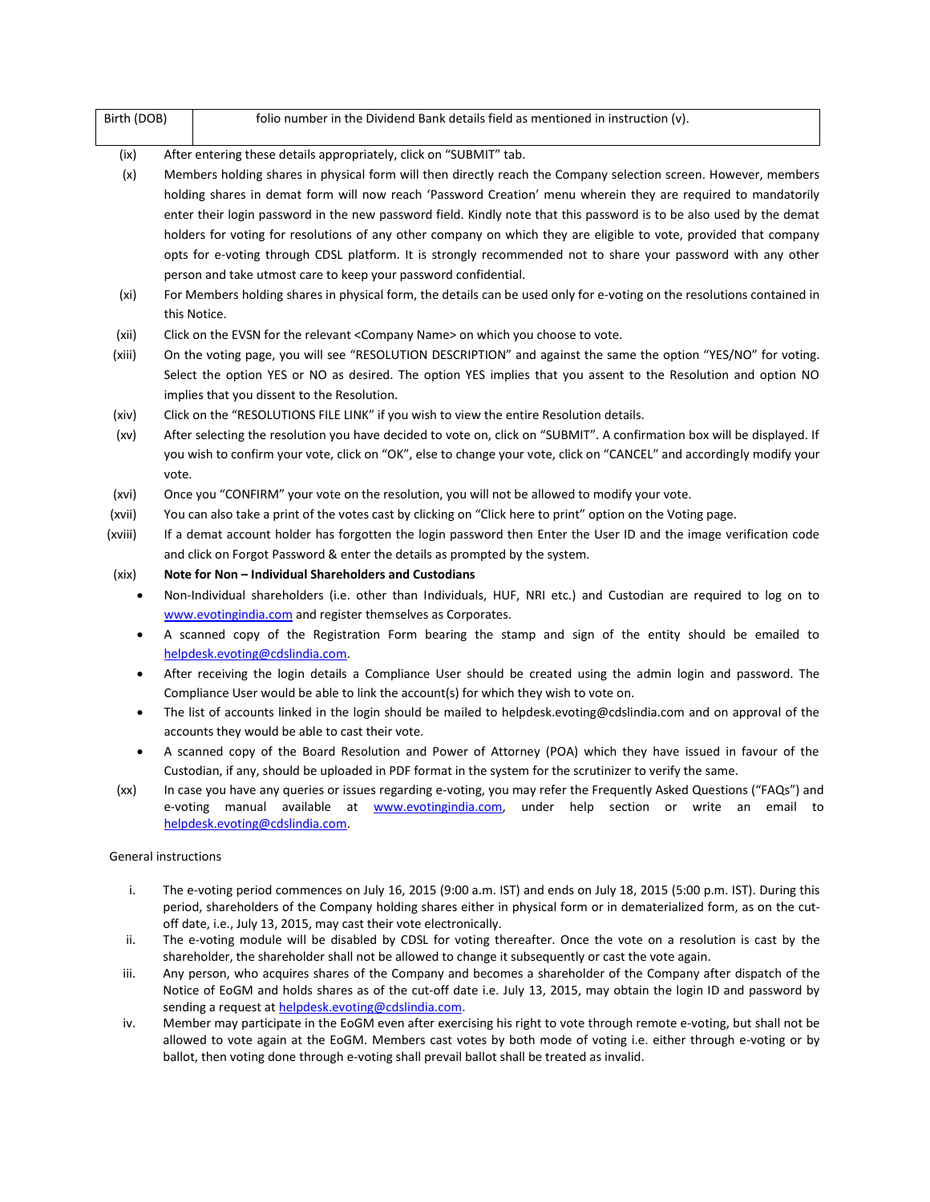| Birth (DOB) | folio number in the Dividend Bank details field as mentioned in instruction (v). |
|---|---|

(ix) After entering these details appropriately, click on "SUBMIT" tab.

(x) Members holding shares in physical form will then directly reach the Company selection screen. However, members holding shares in demat form will now reach 'Password Creation' menu wherein they are required to mandatorily enter their login password in the new password field. Kindly note that this password is to be also used by the demat holders for voting for resolutions of any other company on which they are eligible to vote, provided that company opts for e-voting through CDSL platform. It is strongly recommended not to share your password with any other person and take utmost care to keep your password confidential.

(xi) For Members holding shares in physical form, the details can be used only for e-voting on the resolutions contained in this Notice.

(xii) Click on the EVSN for the relevant <Company Name> on which you choose to vote.

(xiii) On the voting page, you will see "RESOLUTION DESCRIPTION" and against the same the option "YES/NO" for voting. Select the option YES or NO as desired. The option YES implies that you assent to the Resolution and option NO implies that you dissent to the Resolution.

(xiv) Click on the "RESOLUTIONS FILE LINK" if you wish to view the entire Resolution details.

(xv) After selecting the resolution you have decided to vote on, click on "SUBMIT". A confirmation box will be displayed. If you wish to confirm your vote, click on "OK", else to change your vote, click on "CANCEL" and accordingly modify your vote.

(xvi) Once you "CONFIRM" your vote on the resolution, you will not be allowed to modify your vote.

(xvii) You can also take a print of the votes cast by clicking on "Click here to print" option on the Voting page.

(xviii) If a demat account holder has forgotten the login password then Enter the User ID and the image verification code and click on Forgot Password & enter the details as prompted by the system.

(xix) **Note for Non – Individual Shareholders and Custodians**

- Non-Individual shareholders (i.e. other than Individuals, HUF, NRI etc.) and Custodian are required to log on to www.evotingindia.com and register themselves as Corporates.
- A scanned copy of the Registration Form bearing the stamp and sign of the entity should be emailed to helpdesk.evoting@cdslindia.com.
- After receiving the login details a Compliance User should be created using the admin login and password. The Compliance User would be able to link the account(s) for which they wish to vote on.
- The list of accounts linked in the login should be mailed to helpdesk.evoting@cdslindia.com and on approval of the accounts they would be able to cast their vote.
- A scanned copy of the Board Resolution and Power of Attorney (POA) which they have issued in favour of the Custodian, if any, should be uploaded in PDF format in the system for the scrutinizer to verify the same.

(xx) In case you have any queries or issues regarding e-voting, you may refer the Frequently Asked Questions ("FAQs") and e-voting manual available at www.evotingindia.com, under help section or write an email to helpdesk.evoting@cdslindia.com.

General instructions

i. The e-voting period commences on July 16, 2015 (9:00 a.m. IST) and ends on July 18, 2015 (5:00 p.m. IST). During this period, shareholders of the Company holding shares either in physical form or in dematerialized form, as on the cut-off date, i.e., July 13, 2015, may cast their vote electronically.

ii. The e-voting module will be disabled by CDSL for voting thereafter. Once the vote on a resolution is cast by the shareholder, the shareholder shall not be allowed to change it subsequently or cast the vote again.

iii. Any person, who acquires shares of the Company and becomes a shareholder of the Company after dispatch of the Notice of EoGM and holds shares as of the cut-off date i.e. July 13, 2015, may obtain the login ID and password by sending a request at helpdesk.evoting@cdslindia.com.

iv. Member may participate in the EoGM even after exercising his right to vote through remote e-voting, but shall not be allowed to vote again at the EoGM. Members cast votes by both mode of voting i.e. either through e-voting or by ballot, then voting done through e-voting shall prevail ballot shall be treated as invalid.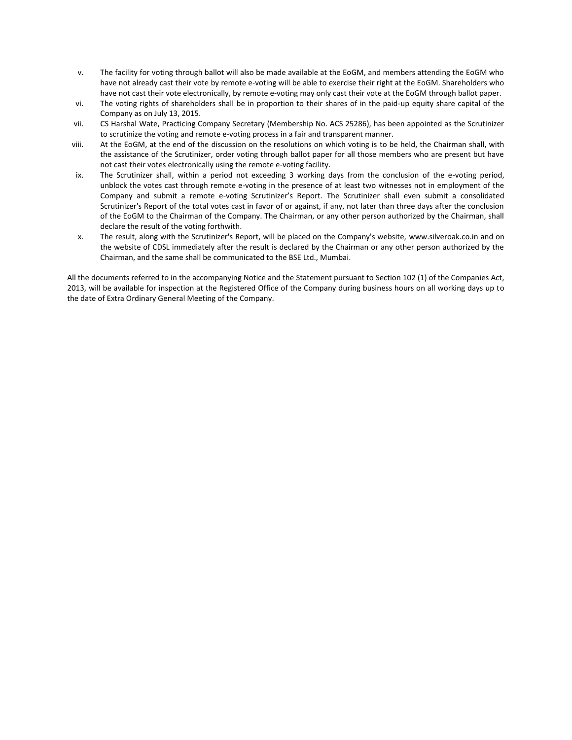v. The facility for voting through ballot will also be made available at the EoGM, and members attending the EoGM who have not already cast their vote by remote e-voting will be able to exercise their right at the EoGM. Shareholders who have not cast their vote electronically, by remote e-voting may only cast their vote at the EoGM through ballot paper.

vi. The voting rights of shareholders shall be in proportion to their shares of in the paid-up equity share capital of the Company as on July 13, 2015.

vii. CS Harshal Wate, Practicing Company Secretary (Membership No. ACS 25286), has been appointed as the Scrutinizer to scrutinize the voting and remote e-voting process in a fair and transparent manner.

viii. At the EoGM, at the end of the discussion on the resolutions on which voting is to be held, the Chairman shall, with the assistance of the Scrutinizer, order voting through ballot paper for all those members who are present but have not cast their votes electronically using the remote e-voting facility.

ix. The Scrutinizer shall, within a period not exceeding 3 working days from the conclusion of the e-voting period, unblock the votes cast through remote e-voting in the presence of at least two witnesses not in employment of the Company and submit a remote e-voting Scrutinizer's Report. The Scrutinizer shall even submit a consolidated Scrutinizer's Report of the total votes cast in favor of or against, if any, not later than three days after the conclusion of the EoGM to the Chairman of the Company. The Chairman, or any other person authorized by the Chairman, shall declare the result of the voting forthwith.

x. The result, along with the Scrutinizer's Report, will be placed on the Company's website, www.silveroak.co.in and on the website of CDSL immediately after the result is declared by the Chairman or any other person authorized by the Chairman, and the same shall be communicated to the BSE Ltd., Mumbai.

All the documents referred to in the accompanying Notice and the Statement pursuant to Section 102 (1) of the Companies Act, 2013, will be available for inspection at the Registered Office of the Company during business hours on all working days up to the date of Extra Ordinary General Meeting of the Company.